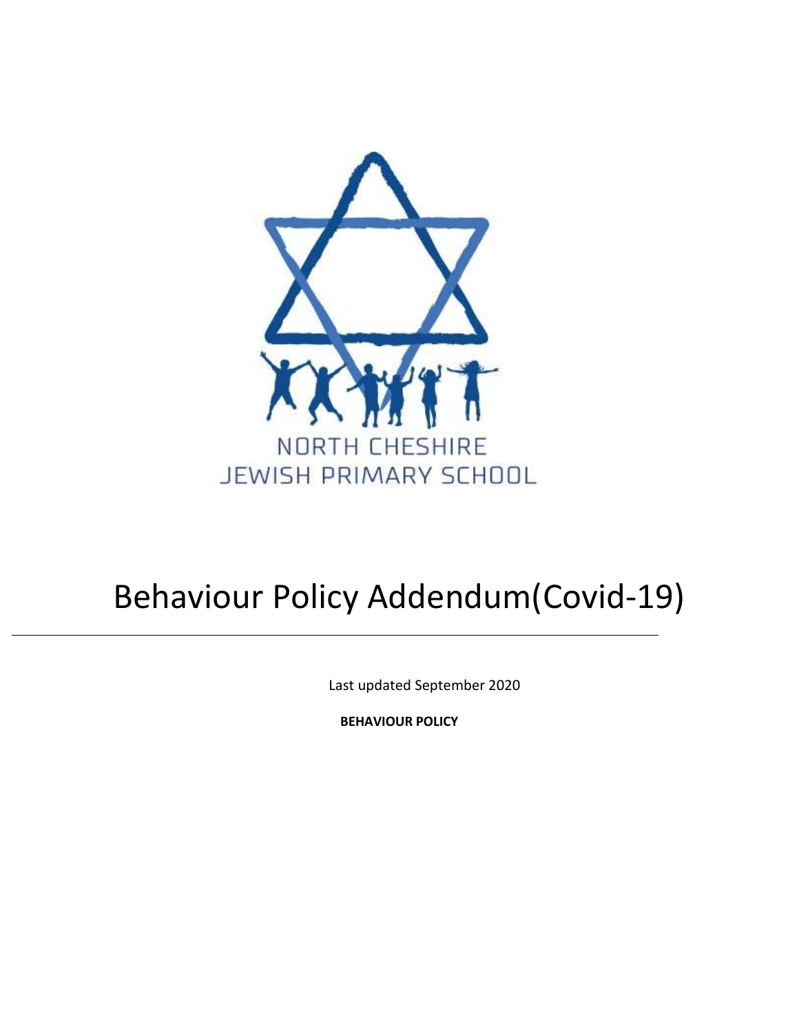NORTH CHESHIRE
JEWISH PRIMARY SCHOOL

# Behaviour Policy Addendum(Covid-19)

---

Last updated September 2020

**BEHAVIOUR POLICY**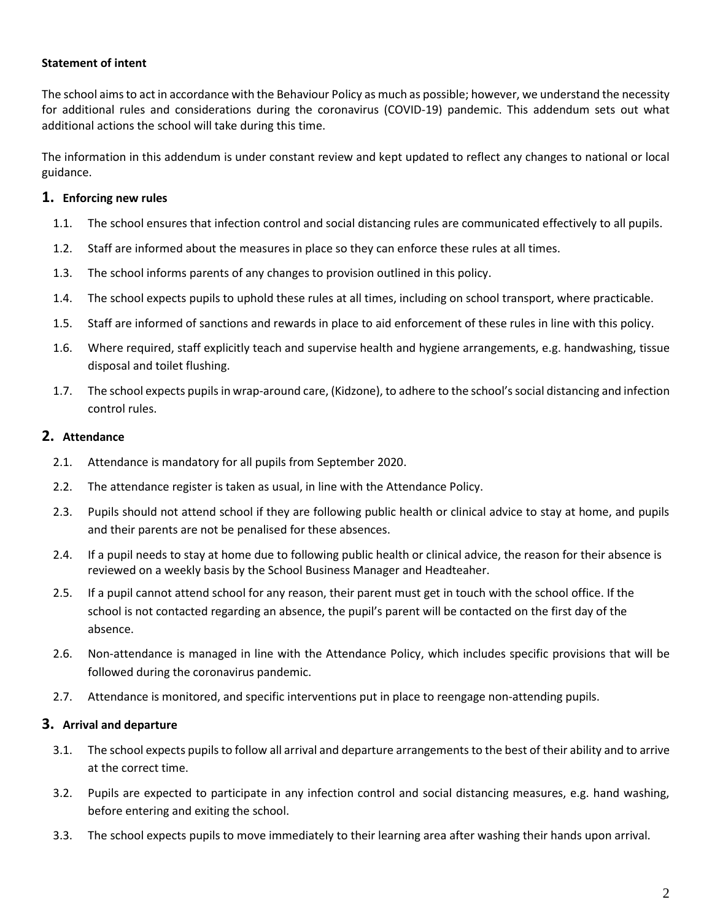**Statement of intent**

The school aims to act in accordance with the Behaviour Policy as much as possible; however, we understand the necessity for additional rules and considerations during the coronavirus (COVID-19) pandemic. This addendum sets out what additional actions the school will take during this time.

The information in this addendum is under constant review and kept updated to reflect any changes to national or local guidance.

## 1. Enforcing new rules

1.1. The school ensures that infection control and social distancing rules are communicated effectively to all pupils.

1.2. Staff are informed about the measures in place so they can enforce these rules at all times.

1.3. The school informs parents of any changes to provision outlined in this policy.

1.4. The school expects pupils to uphold these rules at all times, including on school transport, where practicable.

1.5. Staff are informed of sanctions and rewards in place to aid enforcement of these rules in line with this policy.

1.6. Where required, staff explicitly teach and supervise health and hygiene arrangements, e.g. handwashing, tissue disposal and toilet flushing.

1.7. The school expects pupils in wrap-around care, (Kidzone), to adhere to the school's social distancing and infection control rules.

## 2. Attendance

2.1. Attendance is mandatory for all pupils from September 2020.

2.2. The attendance register is taken as usual, in line with the Attendance Policy.

2.3. Pupils should not attend school if they are following public health or clinical advice to stay at home, and pupils and their parents are not be penalised for these absences.

2.4. If a pupil needs to stay at home due to following public health or clinical advice, the reason for their absence is reviewed on a weekly basis by the School Business Manager and Headteaher.

2.5. If a pupil cannot attend school for any reason, their parent must get in touch with the school office. If the school is not contacted regarding an absence, the pupil's parent will be contacted on the first day of the absence.

2.6. Non-attendance is managed in line with the Attendance Policy, which includes specific provisions that will be followed during the coronavirus pandemic.

2.7. Attendance is monitored, and specific interventions put in place to reengage non-attending pupils.

## 3. Arrival and departure

3.1. The school expects pupils to follow all arrival and departure arrangements to the best of their ability and to arrive at the correct time.

3.2. Pupils are expected to participate in any infection control and social distancing measures, e.g. hand washing, before entering and exiting the school.

3.3. The school expects pupils to move immediately to their learning area after washing their hands upon arrival.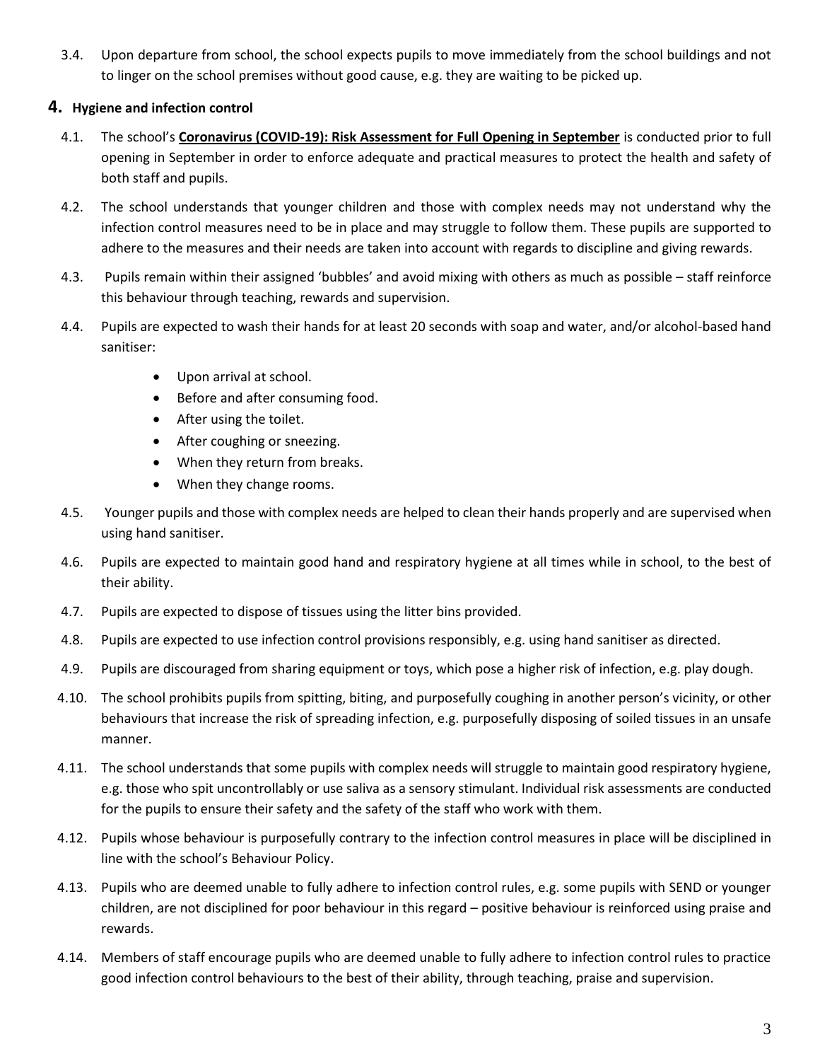3.4. Upon departure from school, the school expects pupils to move immediately from the school buildings and not to linger on the school premises without good cause, e.g. they are waiting to be picked up.

## 4. Hygiene and infection control

4.1. The school's **Coronavirus (COVID-19): Risk Assessment for Full Opening in September** is conducted prior to full opening in September in order to enforce adequate and practical measures to protect the health and safety of both staff and pupils.

4.2. The school understands that younger children and those with complex needs may not understand why the infection control measures need to be in place and may struggle to follow them. These pupils are supported to adhere to the measures and their needs are taken into account with regards to discipline and giving rewards.

4.3. Pupils remain within their assigned 'bubbles' and avoid mixing with others as much as possible – staff reinforce this behaviour through teaching, rewards and supervision.

4.4. Pupils are expected to wash their hands for at least 20 seconds with soap and water, and/or alcohol-based hand sanitiser:

- Upon arrival at school.
- Before and after consuming food.
- After using the toilet.
- After coughing or sneezing.
- When they return from breaks.
- When they change rooms.

4.5. Younger pupils and those with complex needs are helped to clean their hands properly and are supervised when using hand sanitiser.

4.6. Pupils are expected to maintain good hand and respiratory hygiene at all times while in school, to the best of their ability.

4.7. Pupils are expected to dispose of tissues using the litter bins provided.

4.8. Pupils are expected to use infection control provisions responsibly, e.g. using hand sanitiser as directed.

4.9. Pupils are discouraged from sharing equipment or toys, which pose a higher risk of infection, e.g. play dough.

4.10. The school prohibits pupils from spitting, biting, and purposefully coughing in another person's vicinity, or other behaviours that increase the risk of spreading infection, e.g. purposefully disposing of soiled tissues in an unsafe manner.

4.11. The school understands that some pupils with complex needs will struggle to maintain good respiratory hygiene, e.g. those who spit uncontrollably or use saliva as a sensory stimulant. Individual risk assessments are conducted for the pupils to ensure their safety and the safety of the staff who work with them.

4.12. Pupils whose behaviour is purposefully contrary to the infection control measures in place will be disciplined in line with the school's Behaviour Policy.

4.13. Pupils who are deemed unable to fully adhere to infection control rules, e.g. some pupils with SEND or younger children, are not disciplined for poor behaviour in this regard – positive behaviour is reinforced using praise and rewards.

4.14. Members of staff encourage pupils who are deemed unable to fully adhere to infection control rules to practice good infection control behaviours to the best of their ability, through teaching, praise and supervision.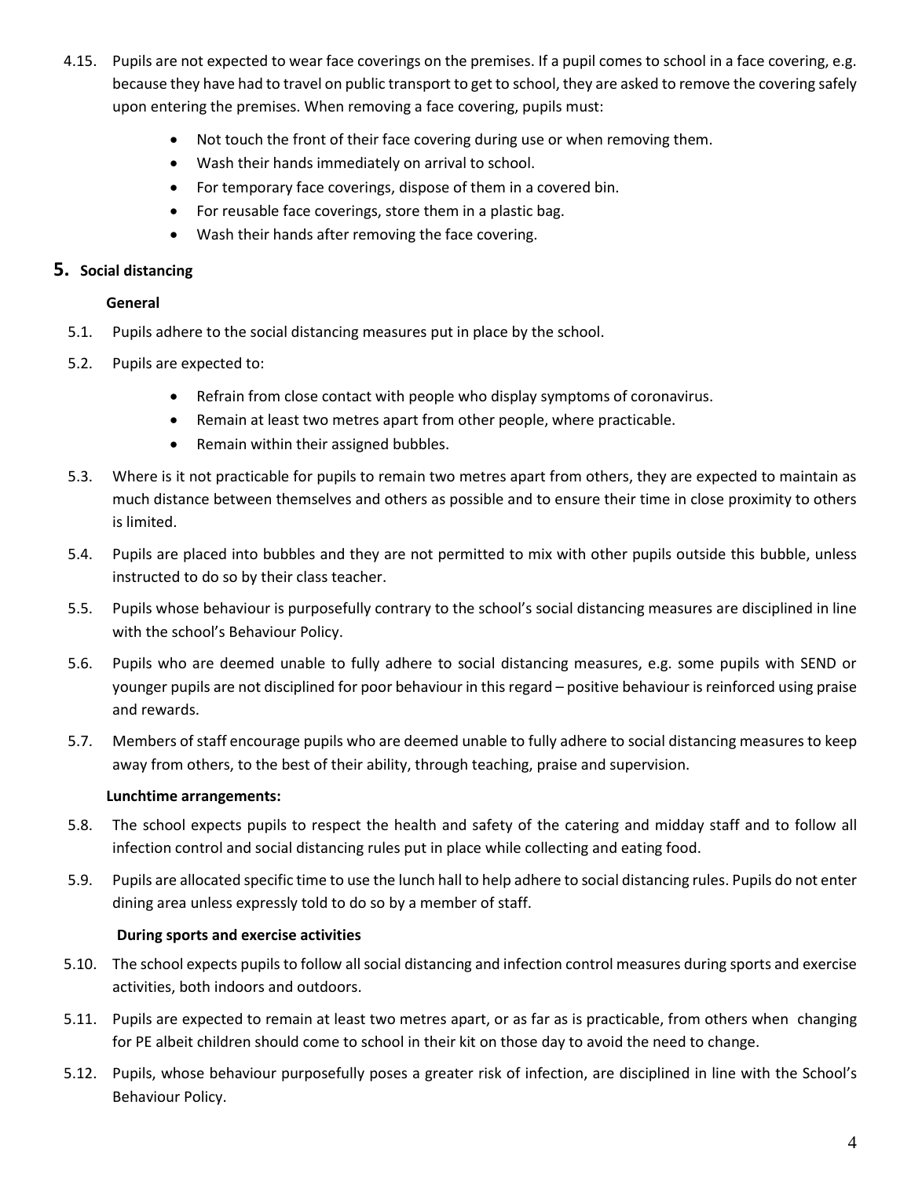4.15. Pupils are not expected to wear face coverings on the premises. If a pupil comes to school in a face covering, e.g. because they have had to travel on public transport to get to school, they are asked to remove the covering safely upon entering the premises. When removing a face covering, pupils must:

- Not touch the front of their face covering during use or when removing them.
- Wash their hands immediately on arrival to school.
- For temporary face coverings, dispose of them in a covered bin.
- For reusable face coverings, store them in a plastic bag.
- Wash their hands after removing the face covering.

## 5. Social distancing

**General**

5.1. Pupils adhere to the social distancing measures put in place by the school.

5.2. Pupils are expected to:

- Refrain from close contact with people who display symptoms of coronavirus.
- Remain at least two metres apart from other people, where practicable.
- Remain within their assigned bubbles.

5.3. Where is it not practicable for pupils to remain two metres apart from others, they are expected to maintain as much distance between themselves and others as possible and to ensure their time in close proximity to others is limited.

5.4. Pupils are placed into bubbles and they are not permitted to mix with other pupils outside this bubble, unless instructed to do so by their class teacher.

5.5. Pupils whose behaviour is purposefully contrary to the school's social distancing measures are disciplined in line with the school's Behaviour Policy.

5.6. Pupils who are deemed unable to fully adhere to social distancing measures, e.g. some pupils with SEND or younger pupils are not disciplined for poor behaviour in this regard – positive behaviour is reinforced using praise and rewards.

5.7. Members of staff encourage pupils who are deemed unable to fully adhere to social distancing measures to keep away from others, to the best of their ability, through teaching, praise and supervision.

**Lunchtime arrangements:**

5.8. The school expects pupils to respect the health and safety of the catering and midday staff and to follow all infection control and social distancing rules put in place while collecting and eating food.

5.9. Pupils are allocated specific time to use the lunch hall to help adhere to social distancing rules. Pupils do not enter dining area unless expressly told to do so by a member of staff.

**During sports and exercise activities**

5.10. The school expects pupils to follow all social distancing and infection control measures during sports and exercise activities, both indoors and outdoors.

5.11. Pupils are expected to remain at least two metres apart, or as far as is practicable, from others when changing for PE albeit children should come to school in their kit on those day to avoid the need to change.

5.12. Pupils, whose behaviour purposefully poses a greater risk of infection, are disciplined in line with the School's Behaviour Policy.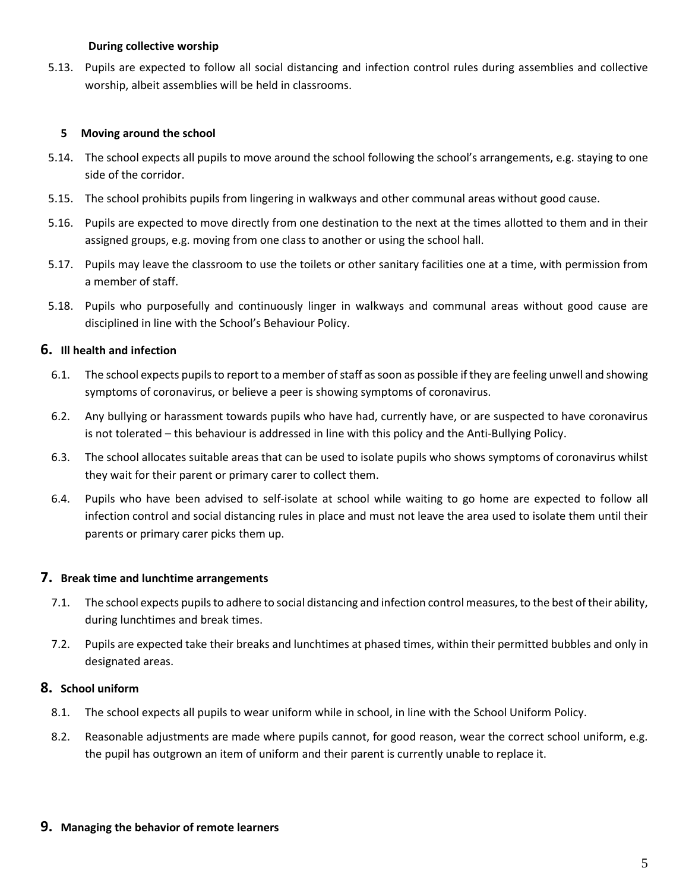**During collective worship**

5.13. Pupils are expected to follow all social distancing and infection control rules during assemblies and collective worship, albeit assemblies will be held in classrooms.

**5 Moving around the school**

5.14. The school expects all pupils to move around the school following the school's arrangements, e.g. staying to one side of the corridor.

5.15. The school prohibits pupils from lingering in walkways and other communal areas without good cause.

5.16. Pupils are expected to move directly from one destination to the next at the times allotted to them and in their assigned groups, e.g. moving from one class to another or using the school hall.

5.17. Pupils may leave the classroom to use the toilets or other sanitary facilities one at a time, with permission from a member of staff.

5.18. Pupils who purposefully and continuously linger in walkways and communal areas without good cause are disciplined in line with the School's Behaviour Policy.

## 6. Ill health and infection

6.1. The school expects pupils to report to a member of staff as soon as possible if they are feeling unwell and showing symptoms of coronavirus, or believe a peer is showing symptoms of coronavirus.

6.2. Any bullying or harassment towards pupils who have had, currently have, or are suspected to have coronavirus is not tolerated – this behaviour is addressed in line with this policy and the Anti-Bullying Policy.

6.3. The school allocates suitable areas that can be used to isolate pupils who shows symptoms of coronavirus whilst they wait for their parent or primary carer to collect them.

6.4. Pupils who have been advised to self-isolate at school while waiting to go home are expected to follow all infection control and social distancing rules in place and must not leave the area used to isolate them until their parents or primary carer picks them up.

## 7. Break time and lunchtime arrangements

7.1. The school expects pupils to adhere to social distancing and infection control measures, to the best of their ability, during lunchtimes and break times.

7.2. Pupils are expected take their breaks and lunchtimes at phased times, within their permitted bubbles and only in designated areas.

## 8. School uniform

8.1. The school expects all pupils to wear uniform while in school, in line with the School Uniform Policy.

8.2. Reasonable adjustments are made where pupils cannot, for good reason, wear the correct school uniform, e.g. the pupil has outgrown an item of uniform and their parent is currently unable to replace it.

## 9. Managing the behavior of remote learners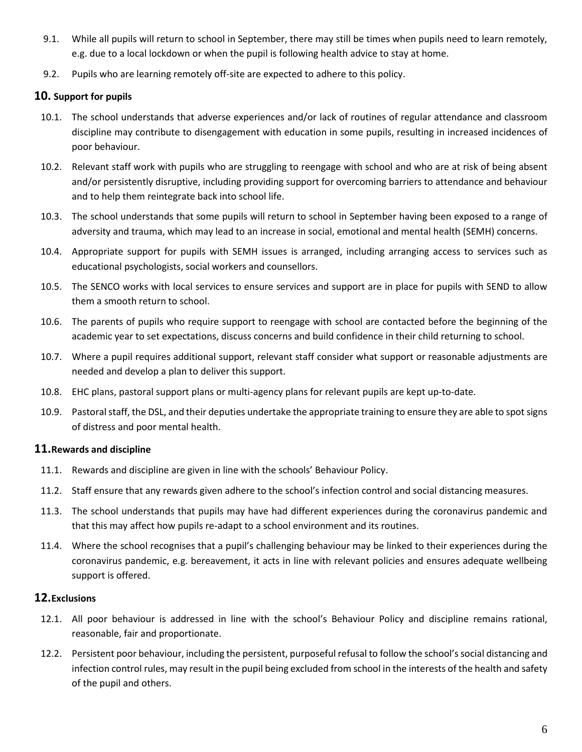9.1. While all pupils will return to school in September, there may still be times when pupils need to learn remotely, e.g. due to a local lockdown or when the pupil is following health advice to stay at home.

9.2. Pupils who are learning remotely off-site are expected to adhere to this policy.

## 10. Support for pupils

10.1. The school understands that adverse experiences and/or lack of routines of regular attendance and classroom discipline may contribute to disengagement with education in some pupils, resulting in increased incidences of poor behaviour.

10.2. Relevant staff work with pupils who are struggling to reengage with school and who are at risk of being absent and/or persistently disruptive, including providing support for overcoming barriers to attendance and behaviour and to help them reintegrate back into school life.

10.3. The school understands that some pupils will return to school in September having been exposed to a range of adversity and trauma, which may lead to an increase in social, emotional and mental health (SEMH) concerns.

10.4. Appropriate support for pupils with SEMH issues is arranged, including arranging access to services such as educational psychologists, social workers and counsellors.

10.5. The SENCO works with local services to ensure services and support are in place for pupils with SEND to allow them a smooth return to school.

10.6. The parents of pupils who require support to reengage with school are contacted before the beginning of the academic year to set expectations, discuss concerns and build confidence in their child returning to school.

10.7. Where a pupil requires additional support, relevant staff consider what support or reasonable adjustments are needed and develop a plan to deliver this support.

10.8. EHC plans, pastoral support plans or multi-agency plans for relevant pupils are kept up-to-date.

10.9. Pastoral staff, the DSL, and their deputies undertake the appropriate training to ensure they are able to spot signs of distress and poor mental health.

## 11. Rewards and discipline

11.1. Rewards and discipline are given in line with the schools' Behaviour Policy.

11.2. Staff ensure that any rewards given adhere to the school's infection control and social distancing measures.

11.3. The school understands that pupils may have had different experiences during the coronavirus pandemic and that this may affect how pupils re-adapt to a school environment and its routines.

11.4. Where the school recognises that a pupil's challenging behaviour may be linked to their experiences during the coronavirus pandemic, e.g. bereavement, it acts in line with relevant policies and ensures adequate wellbeing support is offered.

## 12. Exclusions

12.1. All poor behaviour is addressed in line with the school's Behaviour Policy and discipline remains rational, reasonable, fair and proportionate.

12.2. Persistent poor behaviour, including the persistent, purposeful refusal to follow the school's social distancing and infection control rules, may result in the pupil being excluded from school in the interests of the health and safety of the pupil and others.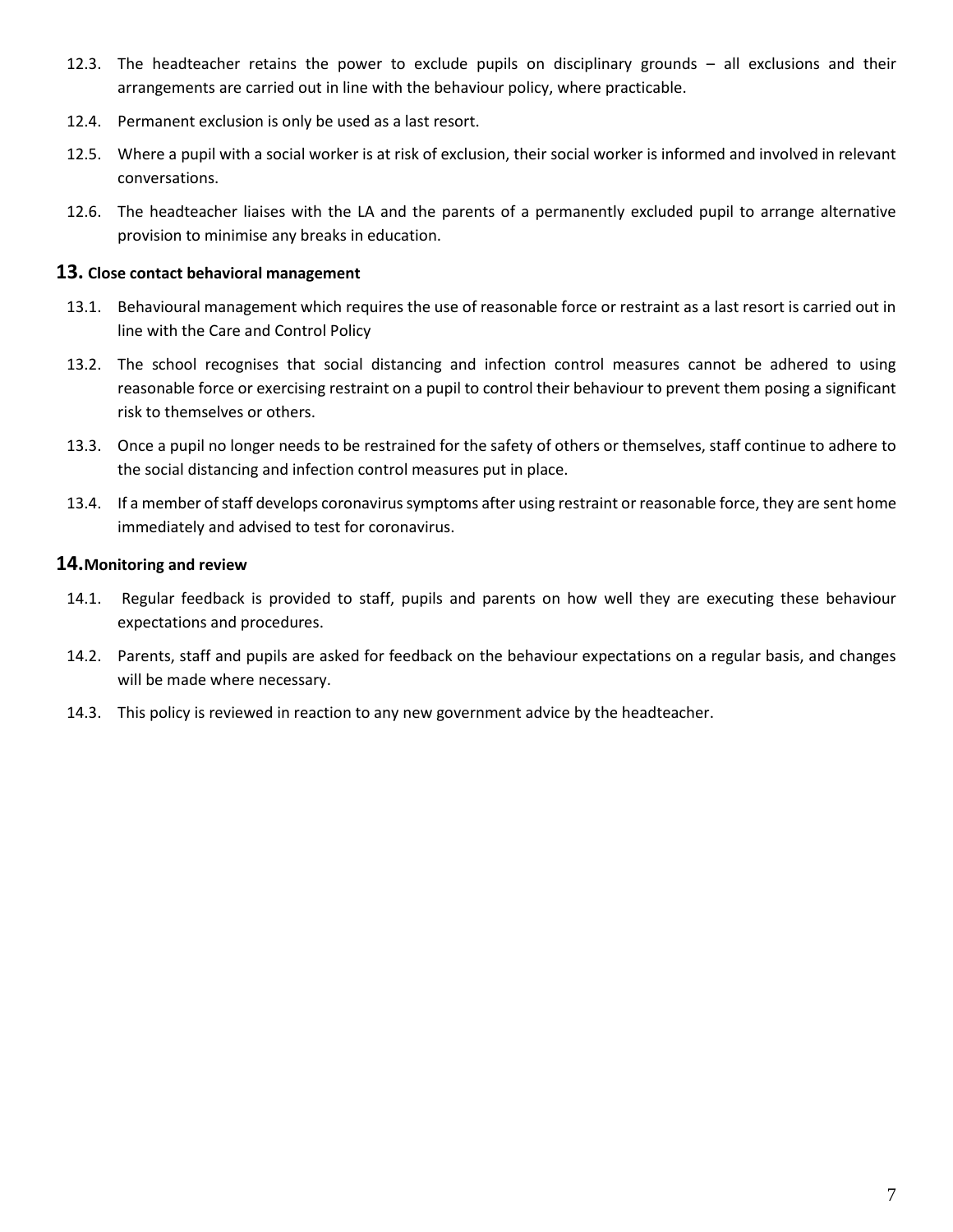12.3. The headteacher retains the power to exclude pupils on disciplinary grounds – all exclusions and their arrangements are carried out in line with the behaviour policy, where practicable.

12.4. Permanent exclusion is only be used as a last resort.

12.5. Where a pupil with a social worker is at risk of exclusion, their social worker is informed and involved in relevant conversations.

12.6. The headteacher liaises with the LA and the parents of a permanently excluded pupil to arrange alternative provision to minimise any breaks in education.

## 13. Close contact behavioral management

13.1. Behavioural management which requires the use of reasonable force or restraint as a last resort is carried out in line with the Care and Control Policy

13.2. The school recognises that social distancing and infection control measures cannot be adhered to using reasonable force or exercising restraint on a pupil to control their behaviour to prevent them posing a significant risk to themselves or others.

13.3. Once a pupil no longer needs to be restrained for the safety of others or themselves, staff continue to adhere to the social distancing and infection control measures put in place.

13.4. If a member of staff develops coronavirus symptoms after using restraint or reasonable force, they are sent home immediately and advised to test for coronavirus.

## 14. Monitoring and review

14.1. Regular feedback is provided to staff, pupils and parents on how well they are executing these behaviour expectations and procedures.

14.2. Parents, staff and pupils are asked for feedback on the behaviour expectations on a regular basis, and changes will be made where necessary.

14.3. This policy is reviewed in reaction to any new government advice by the headteacher.